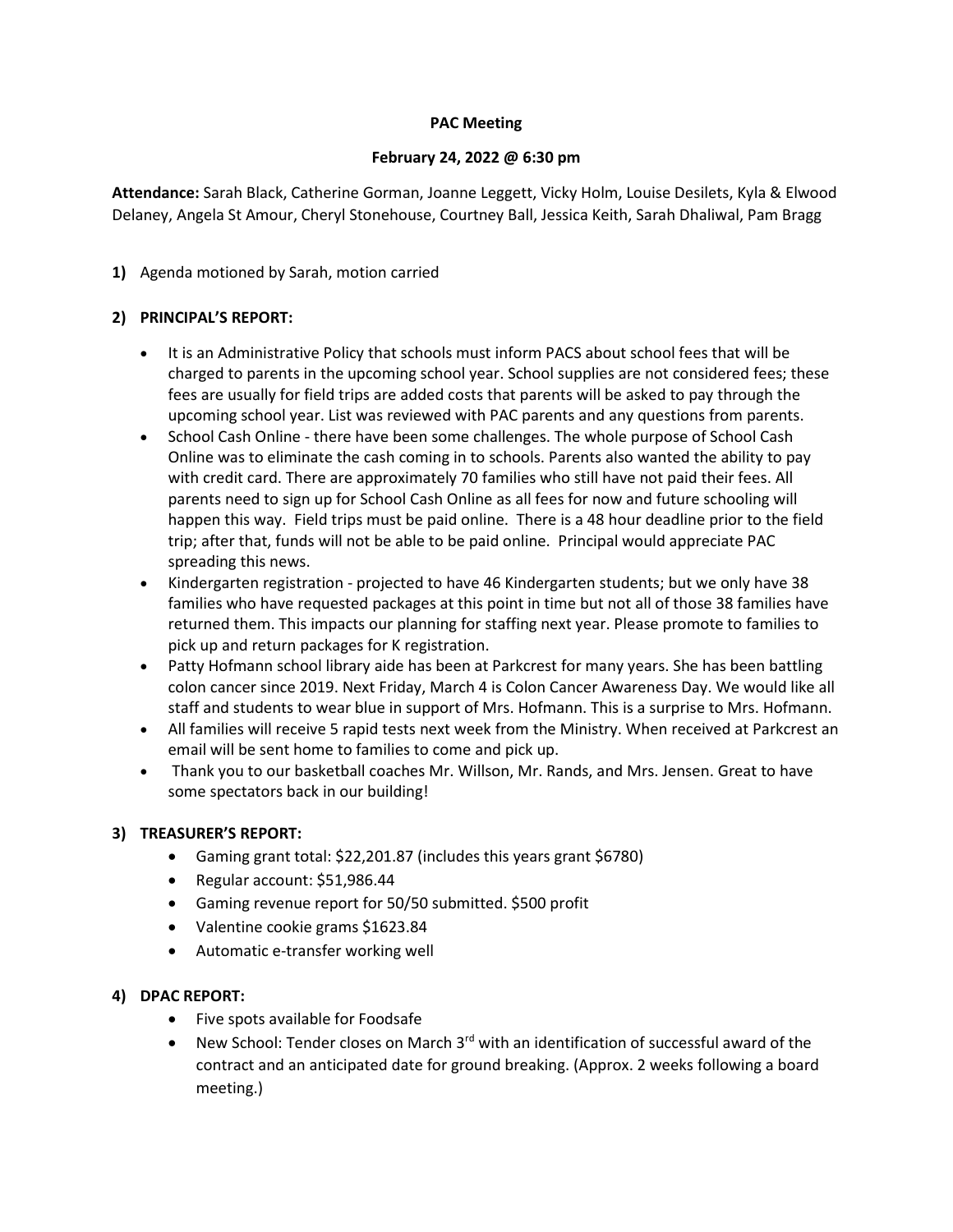**PAC Meeting**

**February 24, 2022 @ 6:30 pm**

**Attendance:** Sarah Black, Catherine Gorman, Joanne Leggett, Vicky Holm, Louise Desilets, Kyla & Elwood Delaney, Angela St Amour, Cheryl Stonehouse, Courtney Ball, Jessica Keith, Sarah Dhaliwal, Pam Bragg

**1)** Agenda motioned by Sarah, motion carried

**2) PRINCIPAL'S REPORT:**

- It is an Administrative Policy that schools must inform PACS about school fees that will be charged to parents in the upcoming school year. School supplies are not considered fees; these fees are usually for field trips are added costs that parents will be asked to pay through the upcoming school year. List was reviewed with PAC parents and any questions from parents.
- School Cash Online - there have been some challenges. The whole purpose of School Cash Online was to eliminate the cash coming in to schools. Parents also wanted the ability to pay with credit card. There are approximately 70 families who still have not paid their fees. All parents need to sign up for School Cash Online as all fees for now and future schooling will happen this way. Field trips must be paid online. There is a 48 hour deadline prior to the field trip; after that, funds will not be able to be paid online. Principal would appreciate PAC spreading this news.
- Kindergarten registration - projected to have 46 Kindergarten students; but we only have 38 families who have requested packages at this point in time but not all of those 38 families have returned them. This impacts our planning for staffing next year. Please promote to families to pick up and return packages for K registration.
- Patty Hofmann school library aide has been at Parkcrest for many years. She has been battling colon cancer since 2019. Next Friday, March 4 is Colon Cancer Awareness Day. We would like all staff and students to wear blue in support of Mrs. Hofmann. This is a surprise to Mrs. Hofmann.
- All families will receive 5 rapid tests next week from the Ministry. When received at Parkcrest an email will be sent home to families to come and pick up.
- Thank you to our basketball coaches Mr. Willson, Mr. Rands, and Mrs. Jensen. Great to have some spectators back in our building!

**3) TREASURER'S REPORT:**

- Gaming grant total: $22,201.87 (includes this years grant $6780)
- Regular account: $51,986.44
- Gaming revenue report for 50/50 submitted. $500 profit
- Valentine cookie grams $1623.84
- Automatic e-transfer working well

**4) DPAC REPORT:**

- Five spots available for Foodsafe
- New School: Tender closes on March 3rd with an identification of successful award of the contract and an anticipated date for ground breaking. (Approx. 2 weeks following a board meeting.)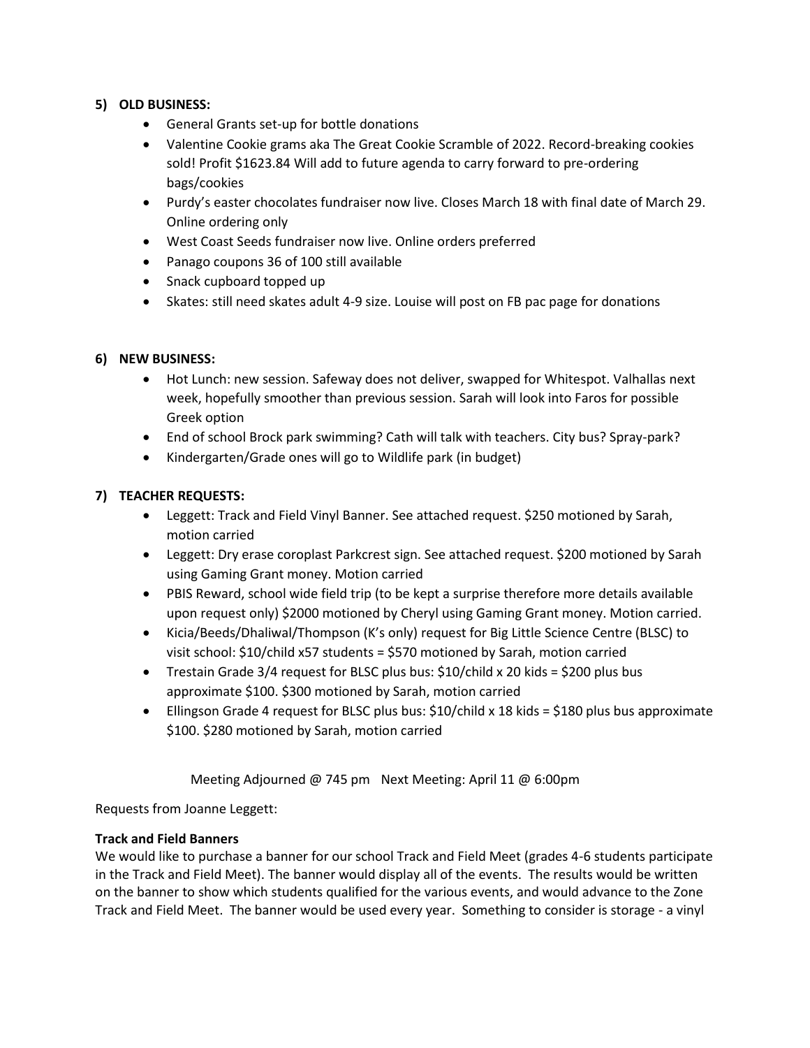**5) OLD BUSINESS:**

- General Grants set-up for bottle donations
- Valentine Cookie grams aka The Great Cookie Scramble of 2022. Record-breaking cookies sold! Profit $1623.84 Will add to future agenda to carry forward to pre-ordering bags/cookies
- Purdy's easter chocolates fundraiser now live. Closes March 18 with final date of March 29. Online ordering only
- West Coast Seeds fundraiser now live. Online orders preferred
- Panago coupons 36 of 100 still available
- Snack cupboard topped up
- Skates: still need skates adult 4-9 size. Louise will post on FB pac page for donations

**6) NEW BUSINESS:**

- Hot Lunch: new session. Safeway does not deliver, swapped for Whitespot. Valhallas next week, hopefully smoother than previous session. Sarah will look into Faros for possible Greek option
- End of school Brock park swimming? Cath will talk with teachers. City bus? Spray-park?
- Kindergarten/Grade ones will go to Wildlife park (in budget)

**7) TEACHER REQUESTS:**

- Leggett: Track and Field Vinyl Banner. See attached request. $250 motioned by Sarah, motion carried
- Leggett: Dry erase coroplast Parkcrest sign. See attached request. $200 motioned by Sarah using Gaming Grant money. Motion carried
- PBIS Reward, school wide field trip (to be kept a surprise therefore more details available upon request only) $2000 motioned by Cheryl using Gaming Grant money. Motion carried.
- Kicia/Beeds/Dhaliwal/Thompson (K's only) request for Big Little Science Centre (BLSC) to visit school: $10/child x57 students = $570 motioned by Sarah, motion carried
- Trestain Grade 3/4 request for BLSC plus bus: $10/child x 20 kids = $200 plus bus approximate $100. $300 motioned by Sarah, motion carried
- Ellingson Grade 4 request for BLSC plus bus: $10/child x 18 kids = $180 plus bus approximate $100. $280 motioned by Sarah, motion carried

Meeting Adjourned @ 745 pm Next Meeting: April 11 @ 6:00pm

Requests from Joanne Leggett:

**Track and Field Banners**

We would like to purchase a banner for our school Track and Field Meet (grades 4-6 students participate in the Track and Field Meet). The banner would display all of the events. The results would be written on the banner to show which students qualified for the various events, and would advance to the Zone Track and Field Meet. The banner would be used every year. Something to consider is storage - a vinyl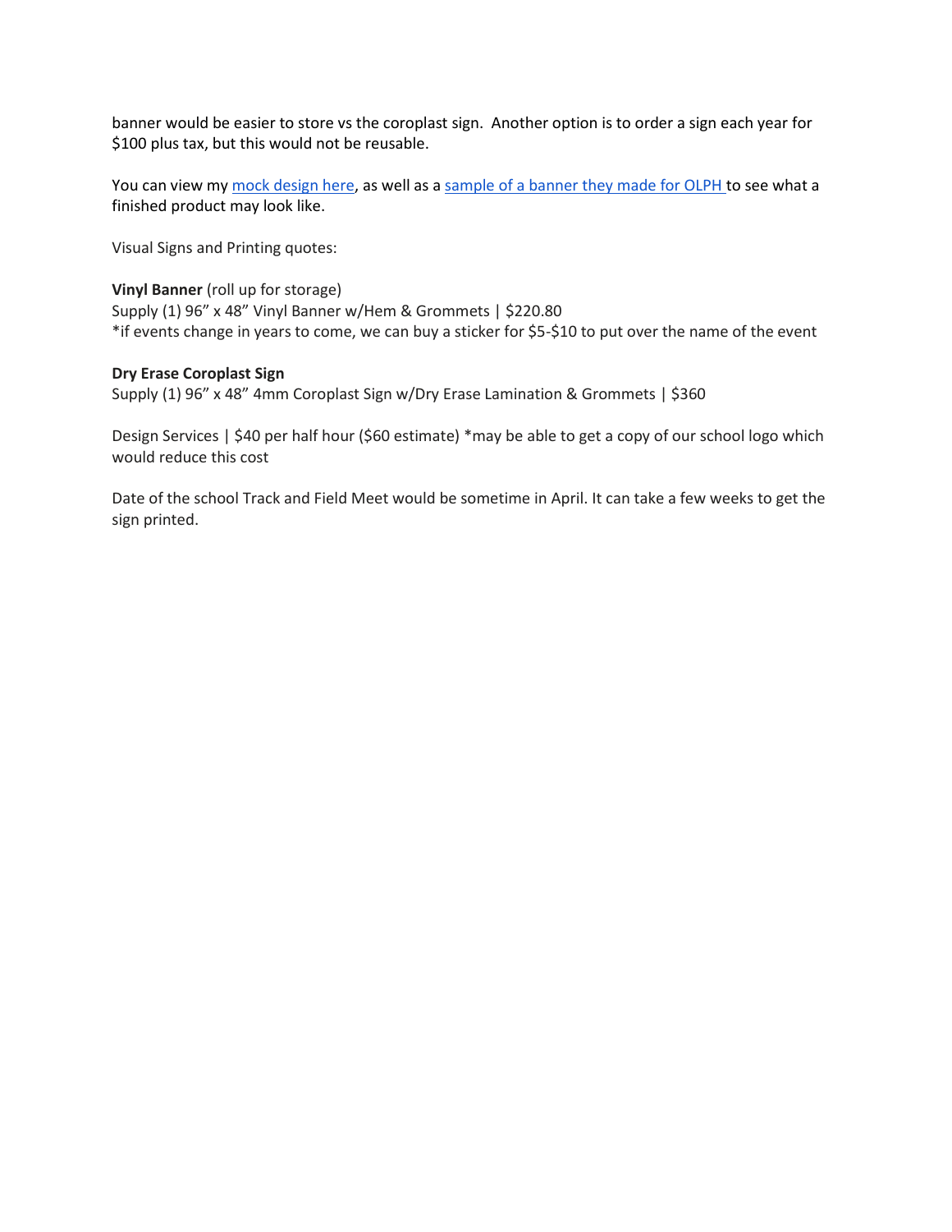banner would be easier to store vs the coroplast sign. Another option is to order a sign each year for $100 plus tax, but this would not be reusable.

You can view my [mock design here](), as well as a [sample of a banner they made for OLPH]() to see what a finished product may look like.

Visual Signs and Printing quotes:

**Vinyl Banner** (roll up for storage)
Supply (1) 96" x 48" Vinyl Banner w/Hem & Grommets | $220.80
*if events change in years to come, we can buy a sticker for $5-$10 to put over the name of the event

**Dry Erase Coroplast Sign**
Supply (1) 96" x 48" 4mm Coroplast Sign w/Dry Erase Lamination & Grommets | $360

Design Services | $40 per half hour ($60 estimate) *may be able to get a copy of our school logo which would reduce this cost

Date of the school Track and Field Meet would be sometime in April. It can take a few weeks to get the sign printed.